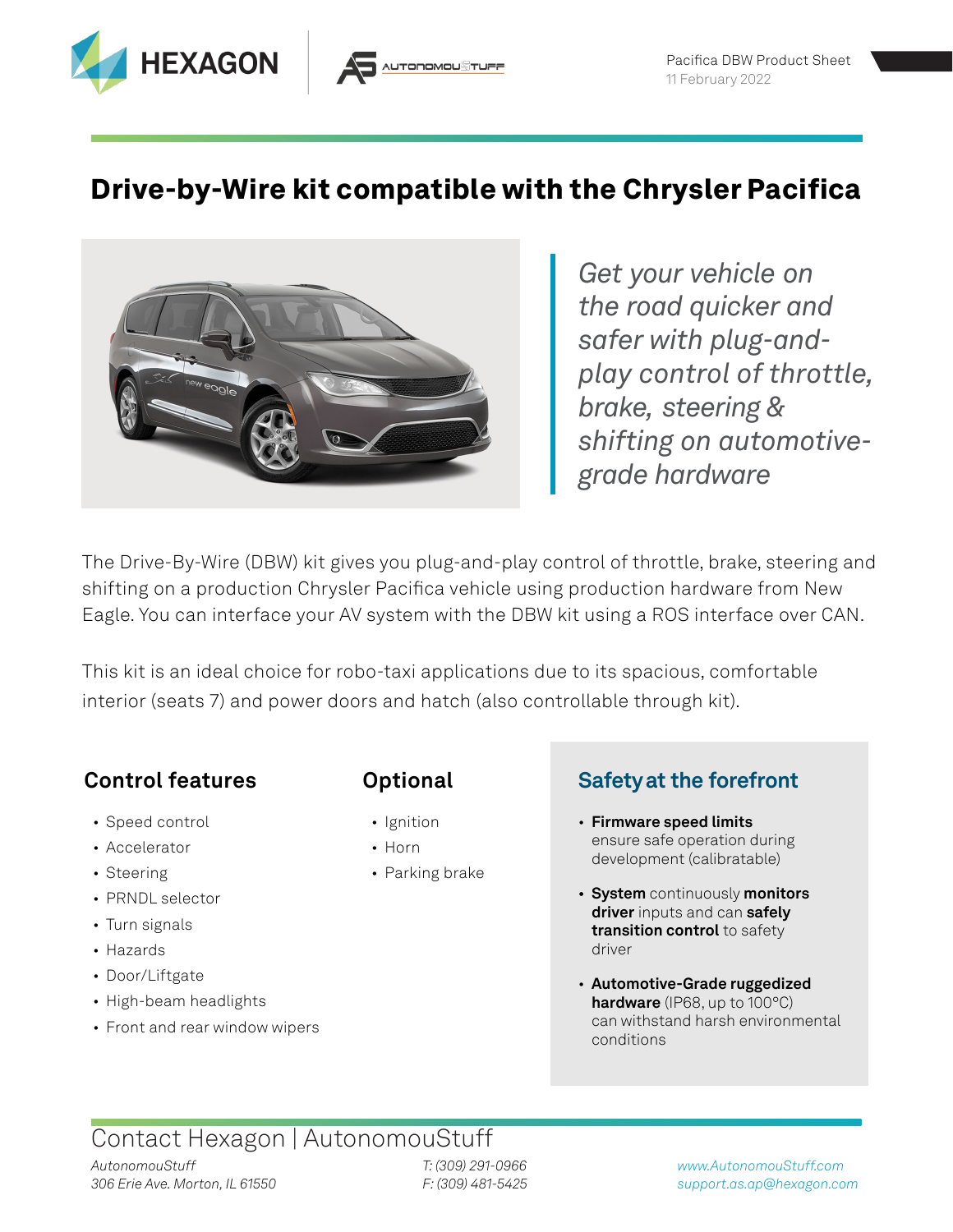# Drive-by-Wire kit compatible with the Chrysler Pacifica

*Get your vehicle on the road quicker and safer with plug-and-play control of throttle, brake, steering & shifting on automotive-grade hardware*

The Drive-By-Wire (DBW) kit gives you plug-and-play control of throttle, brake, steering and shifting on a production Chrysler Pacifica vehicle using production hardware from New Eagle. You can interface your AV system with the DBW kit using a ROS interface over CAN.

This kit is an ideal choice for robo-taxi applications due to its spacious, comfortable interior (seats 7) and power doors and hatch (also controllable through kit).

## Control features

- Speed control
- Accelerator
- Steering
- PRNDL selector
- Turn signals
- Hazards
- Door/Liftgate
- High-beam headlights
- Front and rear window wipers

## Optional

- Ignition
- Horn
- Parking brake

## Safety at the forefront

- **Firmware speed limits** ensure safe operation during development (calibratable)
- **System** continuously **monitors driver** inputs and can **safely transition control** to safety driver
- **Automotive-Grade ruggedized hardware** (IP68, up to 100°C) can withstand harsh environmental conditions

## Contact Hexagon | AutonomouStuff

*AutonomouStuff*
*306 Erie Ave. Morton, IL 61550*

*T: (309) 291-0966*
*F: (309) 481-5425*

*www.AutonomouStuff.com*
*support.as.ap@hexagon.com*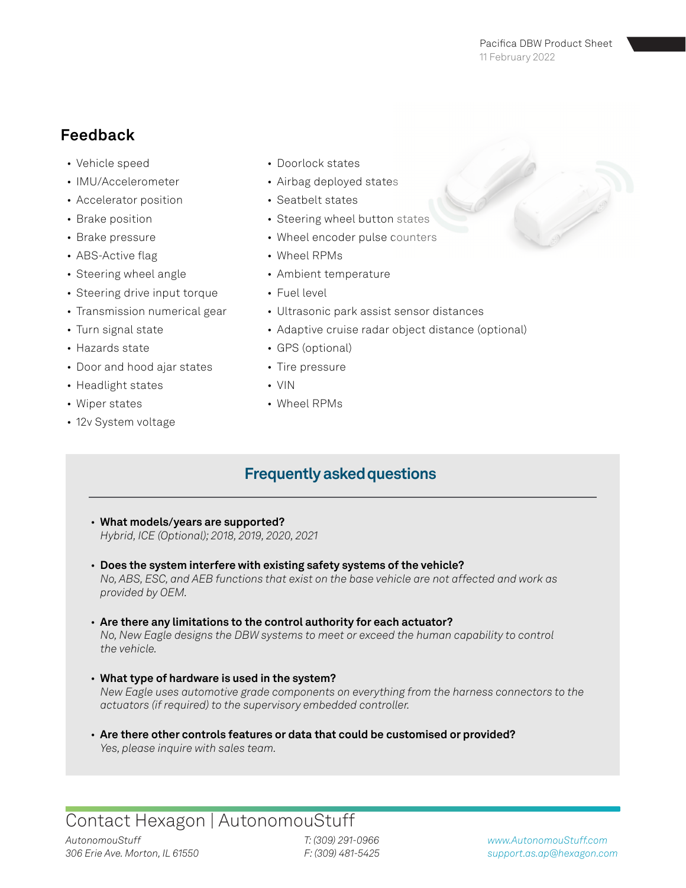## Feedback

- Vehicle speed
- IMU/Accelerometer
- Accelerator position
- Brake position
- Brake pressure
- ABS-Active flag
- Steering wheel angle
- Steering drive input torque
- Transmission numerical gear
- Turn signal state
- Hazards state
- Door and hood ajar states
- Headlight states
- Wiper states
- 12v System voltage
- Doorlock states
- Airbag deployed states
- Seatbelt states
- Steering wheel button states
- Wheel encoder pulse counters
- Wheel RPMs
- Ambient temperature
- Fuel level
- Ultrasonic park assist sensor distances
- Adaptive cruise radar object distance (optional)
- GPS (optional)
- Tire pressure
- VIN
- Wheel RPMs

## Frequently asked questions

- **What models/years are supported?**
  *Hybrid, ICE (Optional); 2018, 2019, 2020, 2021*

- **Does the system interfere with existing safety systems of the vehicle?**
  *No, ABS, ESC, and AEB functions that exist on the base vehicle are not affected and work as provided by OEM.*

- **Are there any limitations to the control authority for each actuator?**
  *No, New Eagle designs the DBW systems to meet or exceed the human capability to control the vehicle.*

- **What type of hardware is used in the system?**
  *New Eagle uses automotive grade components on everything from the harness connectors to the actuators (if required) to the supervisory embedded controller.*

- **Are there other controls features or data that could be customised or provided?**
  *Yes, please inquire with sales team.*

## Contact Hexagon | AutonomouStuff

*AutonomouStuff*
*306 Erie Ave. Morton, IL 61550*

*T: (309) 291-0966*
*F: (309) 481-5425*

*www.AutonomouStuff.com*
*support.as.ap@hexagon.com*